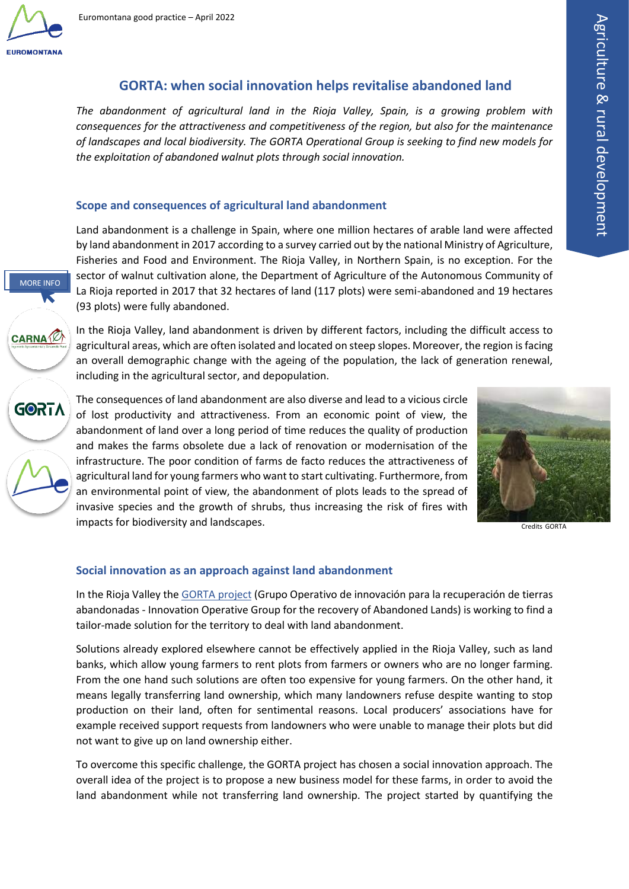Euromontana good practice – April 2022

# GORTA: when social innovation helps revitalise abandoned land

*The abandonment of agricultural land in the Rioja Valley, Spain, is a growing problem with consequences for the attractiveness and competitiveness of the region, but also for the maintenance of landscapes and local biodiversity. The GORTA Operational Group is seeking to find new models for the exploitation of abandoned walnut plots through social innovation.*

## Scope and consequences of agricultural land abandonment

Land abandonment is a challenge in Spain, where one million hectares of arable land were affected by land abandonment in 2017 according to a survey carried out by the national Ministry of Agriculture, Fisheries and Food and Environment. The Rioja Valley, in Northern Spain, is no exception. For the sector of walnut cultivation alone, the Department of Agriculture of the Autonomous Community of La Rioja reported in 2017 that 32 hectares of land (117 plots) were semi-abandoned and 19 hectares (93 plots) were fully abandoned.

In the Rioja Valley, land abandonment is driven by different factors, including the difficult access to agricultural areas, which are often isolated and located on steep slopes. Moreover, the region is facing an overall demographic change with the ageing of the population, the lack of generation renewal, including in the agricultural sector, and depopulation.

The consequences of land abandonment are also diverse and lead to a vicious circle of lost productivity and attractiveness. From an economic point of view, the abandonment of land over a long period of time reduces the quality of production and makes the farms obsolete due a lack of renovation or modernisation of the infrastructure. The poor condition of farms de facto reduces the attractiveness of agricultural land for young farmers who want to start cultivating. Furthermore, from an environmental point of view, the abandonment of plots leads to the spread of invasive species and the growth of shrubs, thus increasing the risk of fires with impacts for biodiversity and landscapes.

Credits GORTA

## Social innovation as an approach against land abandonment

In the Rioja Valley the GORTA project (Grupo Operativo de innovación para la recuperación de tierras abandonadas - Innovation Operative Group for the recovery of Abandoned Lands) is working to find a tailor-made solution for the territory to deal with land abandonment.

Solutions already explored elsewhere cannot be effectively applied in the Rioja Valley, such as land banks, which allow young farmers to rent plots from farmers or owners who are no longer farming. From the one hand such solutions are often too expensive for young farmers. On the other hand, it means legally transferring land ownership, which many landowners refuse despite wanting to stop production on their land, often for sentimental reasons. Local producers' associations have for example received support requests from landowners who were unable to manage their plots but did not want to give up on land ownership either.

To overcome this specific challenge, the GORTA project has chosen a social innovation approach. The overall idea of the project is to propose a new business model for these farms, in order to avoid the land abandonment while not transferring land ownership. The project started by quantifying the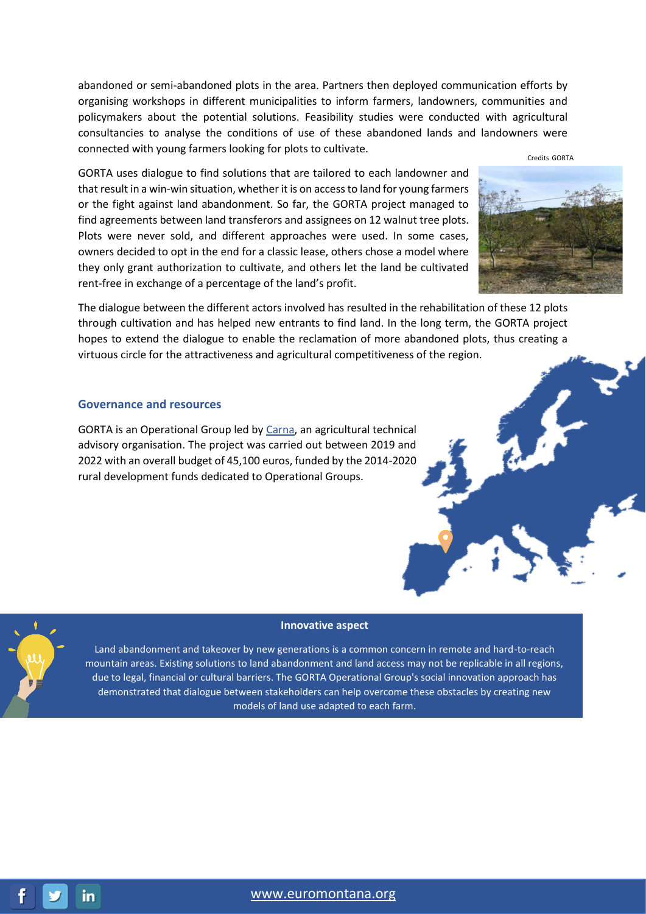abandoned or semi-abandoned plots in the area. Partners then deployed communication efforts by organising workshops in different municipalities to inform farmers, landowners, communities and policymakers about the potential solutions. Feasibility studies were conducted with agricultural consultancies to analyse the conditions of use of these abandoned lands and landowners were connected with young farmers looking for plots to cultivate.

Credits GORTA

GORTA uses dialogue to find solutions that are tailored to each landowner and that result in a win-win situation, whether it is on access to land for young farmers or the fight against land abandonment. So far, the GORTA project managed to find agreements between land transferors and assignees on 12 walnut tree plots. Plots were never sold, and different approaches were used. In some cases, owners decided to opt in the end for a classic lease, others chose a model where they only grant authorization to cultivate, and others let the land be cultivated rent-free in exchange of a percentage of the land's profit.

The dialogue between the different actors involved has resulted in the rehabilitation of these 12 plots through cultivation and has helped new entrants to find land. In the long term, the GORTA project hopes to extend the dialogue to enable the reclamation of more abandoned plots, thus creating a virtuous circle for the attractiveness and agricultural competitiveness of the region.

### Governance and resources

GORTA is an Operational Group led by Carna, an agricultural technical advisory organisation. The project was carried out between 2019 and 2022 with an overall budget of 45,100 euros, funded by the 2014-2020 rural development funds dedicated to Operational Groups.

**Innovative aspect**

Land abandonment and takeover by new generations is a common concern in remote and hard-to-reach mountain areas. Existing solutions to land abandonment and land access may not be replicable in all regions, due to legal, financial or cultural barriers. The GORTA Operational Group's social innovation approach has demonstrated that dialogue between stakeholders can help overcome these obstacles by creating new models of land use adapted to each farm.